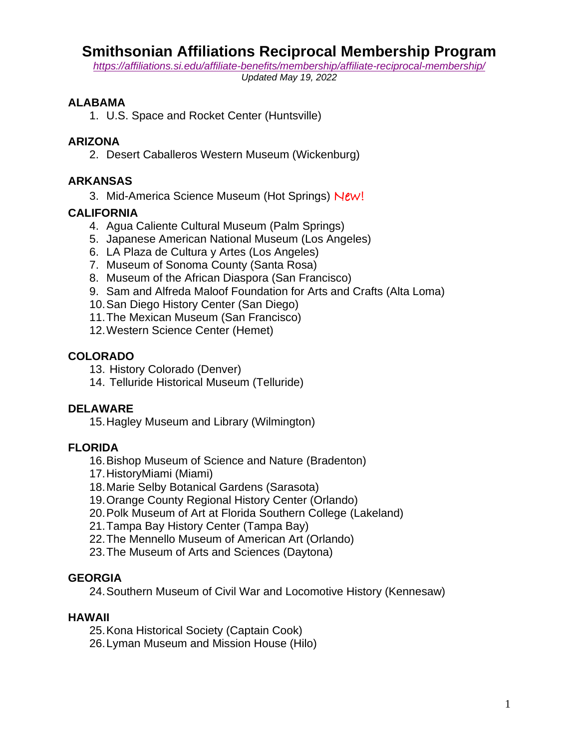# Smithsonian Affiliations Reciprocal Membership Program

*https://affiliations.si.edu/affiliate-benefits/membership/affiliate-reciprocal-membership/*

*Updated May 19, 2022*

### ALABAMA

1. U.S. Space and Rocket Center (Huntsville)

### ARIZONA

2. Desert Caballeros Western Museum (Wickenburg)

### ARKANSAS

3. Mid-America Science Museum (Hot Springs) New!

### CALIFORNIA

4. Agua Caliente Cultural Museum (Palm Springs)
5. Japanese American National Museum (Los Angeles)
6. LA Plaza de Cultura y Artes (Los Angeles)
7. Museum of Sonoma County (Santa Rosa)
8. Museum of the African Diaspora (San Francisco)
9. Sam and Alfreda Maloof Foundation for Arts and Crafts (Alta Loma)
10. San Diego History Center (San Diego)
11. The Mexican Museum (San Francisco)
12. Western Science Center (Hemet)

### COLORADO

13. History Colorado (Denver)
14. Telluride Historical Museum (Telluride)

### DELAWARE

15. Hagley Museum and Library (Wilmington)

### FLORIDA

16. Bishop Museum of Science and Nature (Bradenton)
17. HistoryMiami (Miami)
18. Marie Selby Botanical Gardens (Sarasota)
19. Orange County Regional History Center (Orlando)
20. Polk Museum of Art at Florida Southern College (Lakeland)
21. Tampa Bay History Center (Tampa Bay)
22. The Mennello Museum of American Art (Orlando)
23. The Museum of Arts and Sciences (Daytona)

### GEORGIA

24. Southern Museum of Civil War and Locomotive History (Kennesaw)

### HAWAII

25. Kona Historical Society (Captain Cook)
26. Lyman Museum and Mission House (Hilo)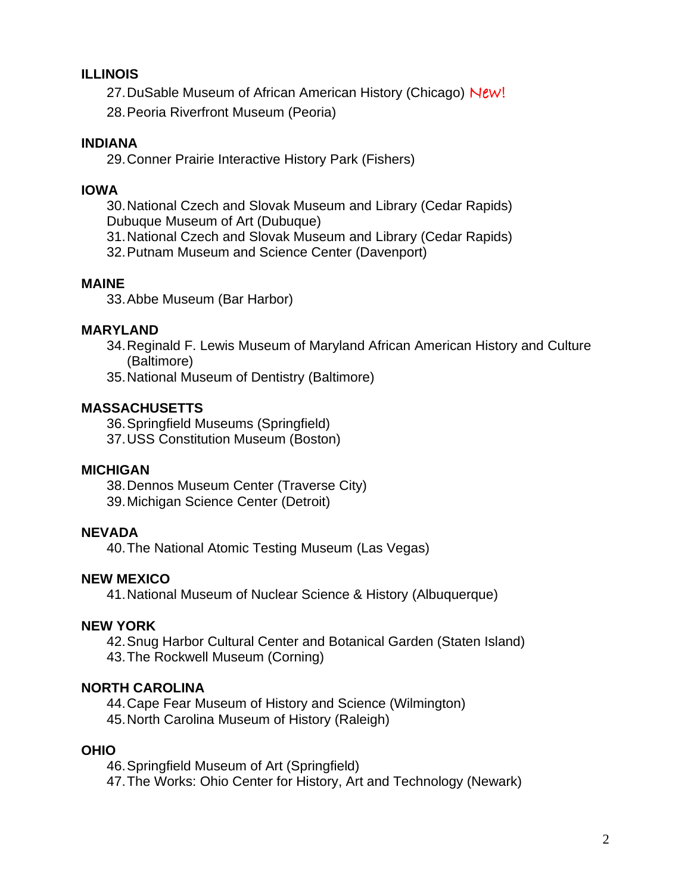**ILLINOIS**

27. DuSable Museum of African American History (Chicago) New!
28. Peoria Riverfront Museum (Peoria)

**INDIANA**

29. Conner Prairie Interactive History Park (Fishers)

**IOWA**

30. National Czech and Slovak Museum and Library (Cedar Rapids)
Dubuque Museum of Art (Dubuque)
31. National Czech and Slovak Museum and Library (Cedar Rapids)
32. Putnam Museum and Science Center (Davenport)

**MAINE**

33. Abbe Museum (Bar Harbor)

**MARYLAND**

34. Reginald F. Lewis Museum of Maryland African American History and Culture (Baltimore)
35. National Museum of Dentistry (Baltimore)

**MASSACHUSETTS**

36. Springfield Museums (Springfield)
37. USS Constitution Museum (Boston)

**MICHIGAN**

38. Dennos Museum Center (Traverse City)
39. Michigan Science Center (Detroit)

**NEVADA**

40. The National Atomic Testing Museum (Las Vegas)

**NEW MEXICO**

41. National Museum of Nuclear Science & History (Albuquerque)

**NEW YORK**

42. Snug Harbor Cultural Center and Botanical Garden (Staten Island)
43. The Rockwell Museum (Corning)

**NORTH CAROLINA**

44. Cape Fear Museum of History and Science (Wilmington)
45. North Carolina Museum of History (Raleigh)

**OHIO**

46. Springfield Museum of Art (Springfield)
47. The Works: Ohio Center for History, Art and Technology (Newark)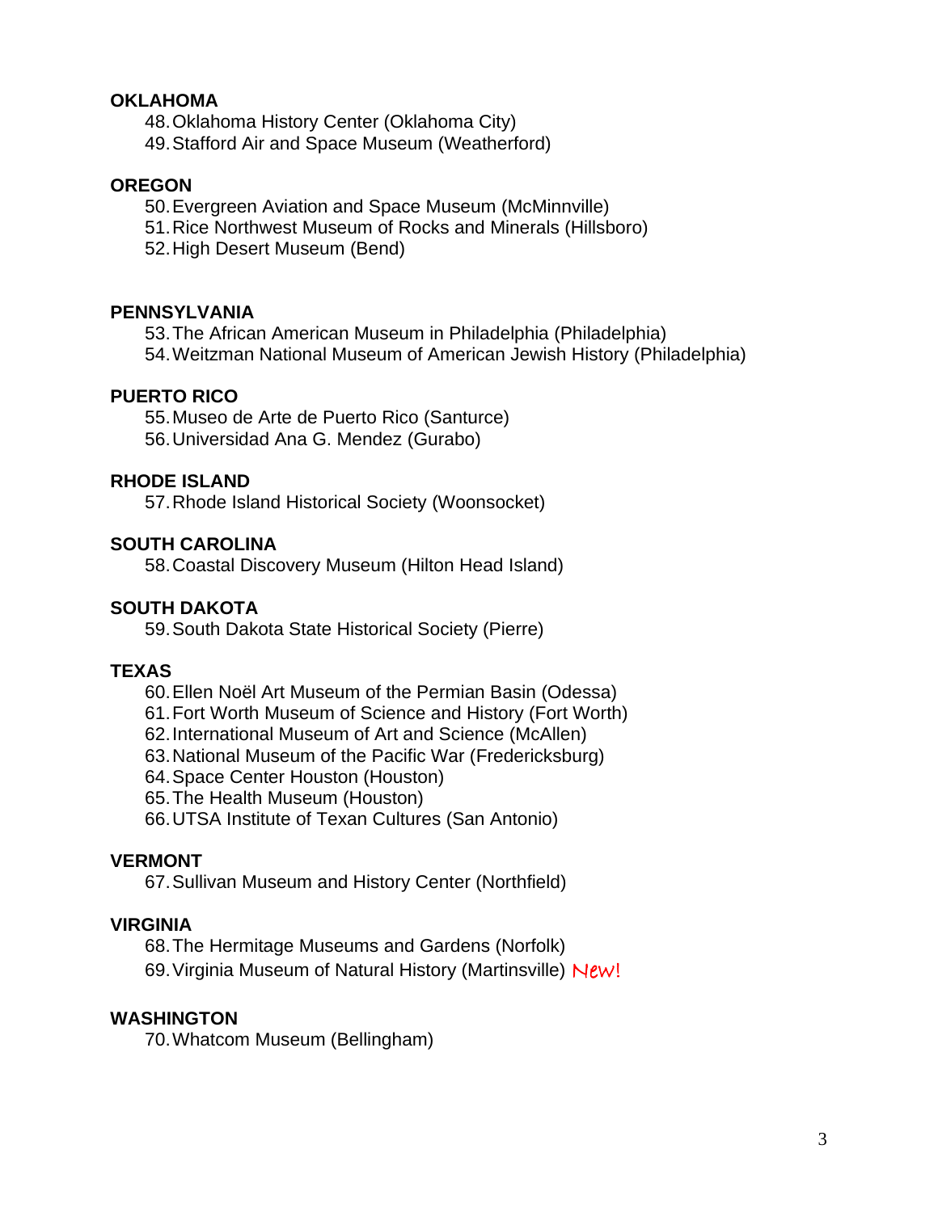**OKLAHOMA**

48. Oklahoma History Center (Oklahoma City)
49. Stafford Air and Space Museum (Weatherford)

**OREGON**

50. Evergreen Aviation and Space Museum (McMinnville)
51. Rice Northwest Museum of Rocks and Minerals (Hillsboro)
52. High Desert Museum (Bend)

**PENNSYLVANIA**

53. The African American Museum in Philadelphia (Philadelphia)
54. Weitzman National Museum of American Jewish History (Philadelphia)

**PUERTO RICO**

55. Museo de Arte de Puerto Rico (Santurce)
56. Universidad Ana G. Mendez (Gurabo)

**RHODE ISLAND**

57. Rhode Island Historical Society (Woonsocket)

**SOUTH CAROLINA**

58. Coastal Discovery Museum (Hilton Head Island)

**SOUTH DAKOTA**

59. South Dakota State Historical Society (Pierre)

**TEXAS**

60. Ellen Noël Art Museum of the Permian Basin (Odessa)
61. Fort Worth Museum of Science and History (Fort Worth)
62. International Museum of Art and Science (McAllen)
63. National Museum of the Pacific War (Fredericksburg)
64. Space Center Houston (Houston)
65. The Health Museum (Houston)
66. UTSA Institute of Texan Cultures (San Antonio)

**VERMONT**

67. Sullivan Museum and History Center (Northfield)

**VIRGINIA**

68. The Hermitage Museums and Gardens (Norfolk)
69. Virginia Museum of Natural History (Martinsville) New!

**WASHINGTON**

70. Whatcom Museum (Bellingham)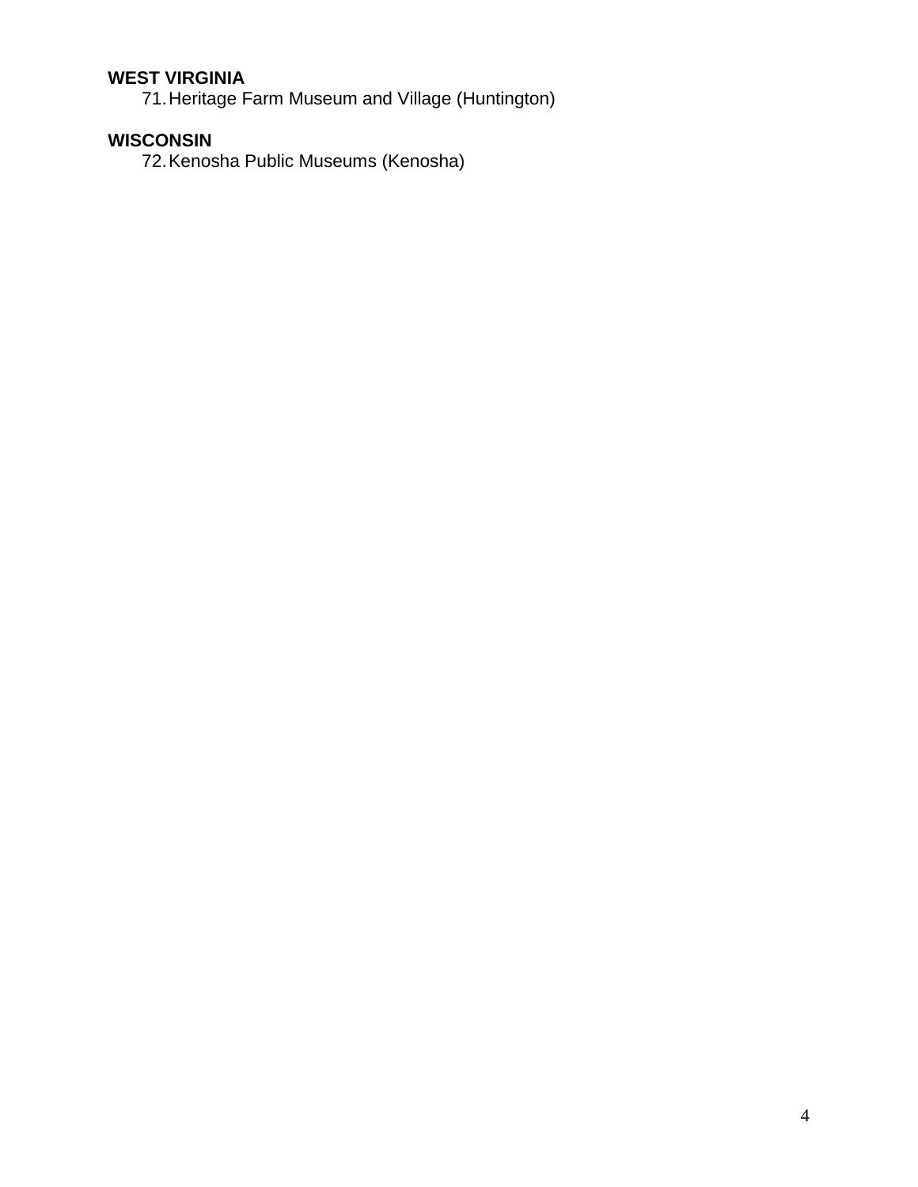**WEST VIRGINIA**

71. Heritage Farm Museum and Village (Huntington)

**WISCONSIN**

72. Kenosha Public Museums (Kenosha)